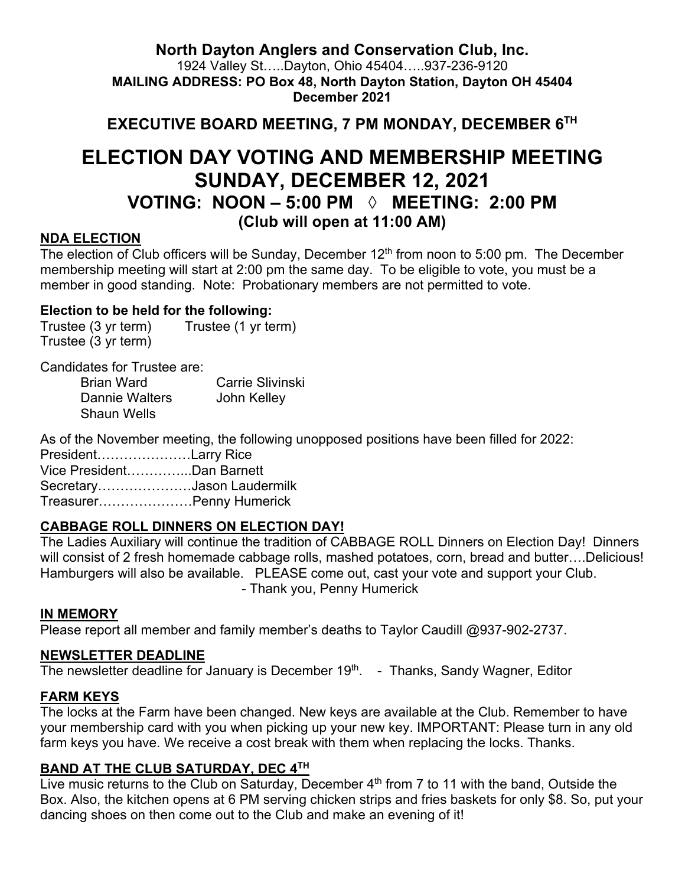**North Dayton Anglers and Conservation Club, Inc.**
1924 Valley St…..Dayton, Ohio 45404…..937-236-9120
**MAILING ADDRESS: PO Box 48, North Dayton Station, Dayton OH 45404**
**December 2021**

## EXECUTIVE BOARD MEETING, 7 PM MONDAY, DECEMBER 6TH

# ELECTION DAY VOTING AND MEMBERSHIP MEETING SUNDAY, DECEMBER 12, 2021

## VOTING: NOON – 5:00 PM ◊ MEETING: 2:00 PM

### (Club will open at 11:00 AM)

**NDA ELECTION**

The election of Club officers will be Sunday, December 12th from noon to 5:00 pm. The December membership meeting will start at 2:00 pm the same day. To be eligible to vote, you must be a member in good standing. Note: Probationary members are not permitted to vote.

**Election to be held for the following:**

Trustee (3 yr term)    Trustee (1 yr term)
Trustee (3 yr term)

Candidates for Trustee are:

Brian Ward    Carrie Slivinski
Dannie Walters    John Kelley
Shaun Wells

As of the November meeting, the following unopposed positions have been filled for 2022:

President…………………Larry Rice
Vice President…………...Dan Barnett
Secretary…………………Jason Laudermilk
Treasurer…………………Penny Humerick

**CABBAGE ROLL DINNERS ON ELECTION DAY!**

The Ladies Auxiliary will continue the tradition of CABBAGE ROLL Dinners on Election Day! Dinners will consist of 2 fresh homemade cabbage rolls, mashed potatoes, corn, bread and butter….Delicious! Hamburgers will also be available. PLEASE come out, cast your vote and support your Club.

- Thank you, Penny Humerick

**IN MEMORY**

Please report all member and family member's deaths to Taylor Caudill @937-902-2737.

**NEWSLETTER DEADLINE**

The newsletter deadline for January is December 19th. - Thanks, Sandy Wagner, Editor

**FARM KEYS**

The locks at the Farm have been changed. New keys are available at the Club. Remember to have your membership card with you when picking up your new key. IMPORTANT: Please turn in any old farm keys you have. We receive a cost break with them when replacing the locks. Thanks.

**BAND AT THE CLUB SATURDAY, DEC 4TH**

Live music returns to the Club on Saturday, December 4th from 7 to 11 with the band, Outside the Box. Also, the kitchen opens at 6 PM serving chicken strips and fries baskets for only $8. So, put your dancing shoes on then come out to the Club and make an evening of it!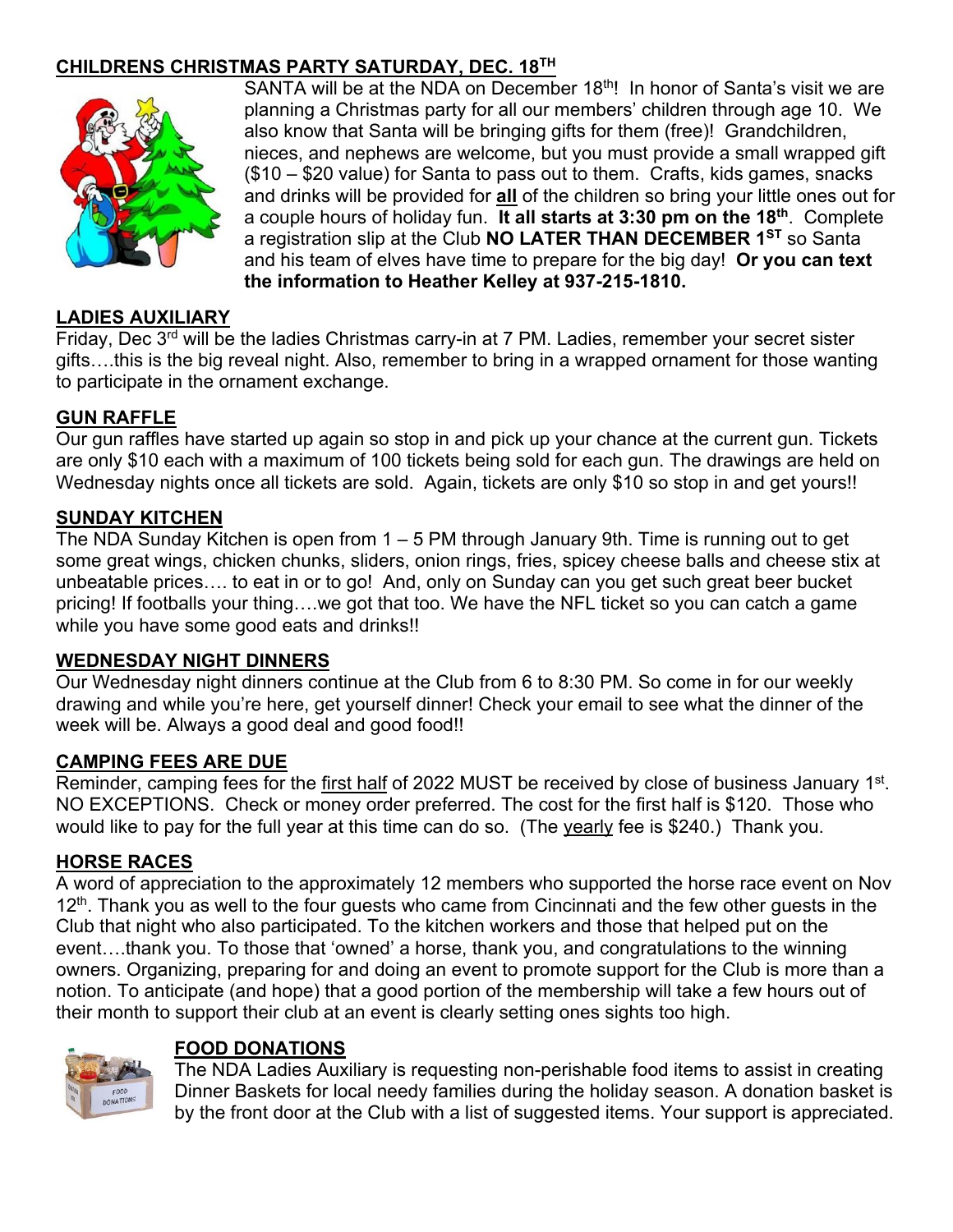## CHILDRENS CHRISTMAS PARTY SATURDAY, DEC. 18TH

SANTA will be at the NDA on December 18th! In honor of Santa's visit we are planning a Christmas party for all our members' children through age 10. We also know that Santa will be bringing gifts for them (free)! Grandchildren, nieces, and nephews are welcome, but you must provide a small wrapped gift ($10 – $20 value) for Santa to pass out to them. Crafts, kids games, snacks and drinks will be provided for **all** of the children so bring your little ones out for a couple hours of holiday fun. **It all starts at 3:30 pm on the 18th**. Complete a registration slip at the Club **NO LATER THAN DECEMBER 1ST** so Santa and his team of elves have time to prepare for the big day! **Or you can text the information to Heather Kelley at 937-215-1810.**

## LADIES AUXILIARY

Friday, Dec 3rd will be the ladies Christmas carry-in at 7 PM. Ladies, remember your secret sister gifts….this is the big reveal night. Also, remember to bring in a wrapped ornament for those wanting to participate in the ornament exchange.

## GUN RAFFLE

Our gun raffles have started up again so stop in and pick up your chance at the current gun. Tickets are only $10 each with a maximum of 100 tickets being sold for each gun. The drawings are held on Wednesday nights once all tickets are sold. Again, tickets are only $10 so stop in and get yours!!

## SUNDAY KITCHEN

The NDA Sunday Kitchen is open from 1 – 5 PM through January 9th. Time is running out to get some great wings, chicken chunks, sliders, onion rings, fries, spicey cheese balls and cheese stix at unbeatable prices…. to eat in or to go! And, only on Sunday can you get such great beer bucket pricing! If footballs your thing….we got that too. We have the NFL ticket so you can catch a game while you have some good eats and drinks!!

## WEDNESDAY NIGHT DINNERS

Our Wednesday night dinners continue at the Club from 6 to 8:30 PM. So come in for our weekly drawing and while you're here, get yourself dinner! Check your email to see what the dinner of the week will be. Always a good deal and good food!!

## CAMPING FEES ARE DUE

Reminder, camping fees for the first half of 2022 MUST be received by close of business January 1st. NO EXCEPTIONS. Check or money order preferred. The cost for the first half is $120. Those who would like to pay for the full year at this time can do so. (The yearly fee is $240.) Thank you.

## HORSE RACES

A word of appreciation to the approximately 12 members who supported the horse race event on Nov 12th. Thank you as well to the four guests who came from Cincinnati and the few other guests in the Club that night who also participated. To the kitchen workers and those that helped put on the event….thank you. To those that 'owned' a horse, thank you, and congratulations to the winning owners. Organizing, preparing for and doing an event to promote support for the Club is more than a notion. To anticipate (and hope) that a good portion of the membership will take a few hours out of their month to support their club at an event is clearly setting ones sights too high.

## FOOD DONATIONS

The NDA Ladies Auxiliary is requesting non-perishable food items to assist in creating Dinner Baskets for local needy families during the holiday season. A donation basket is by the front door at the Club with a list of suggested items. Your support is appreciated.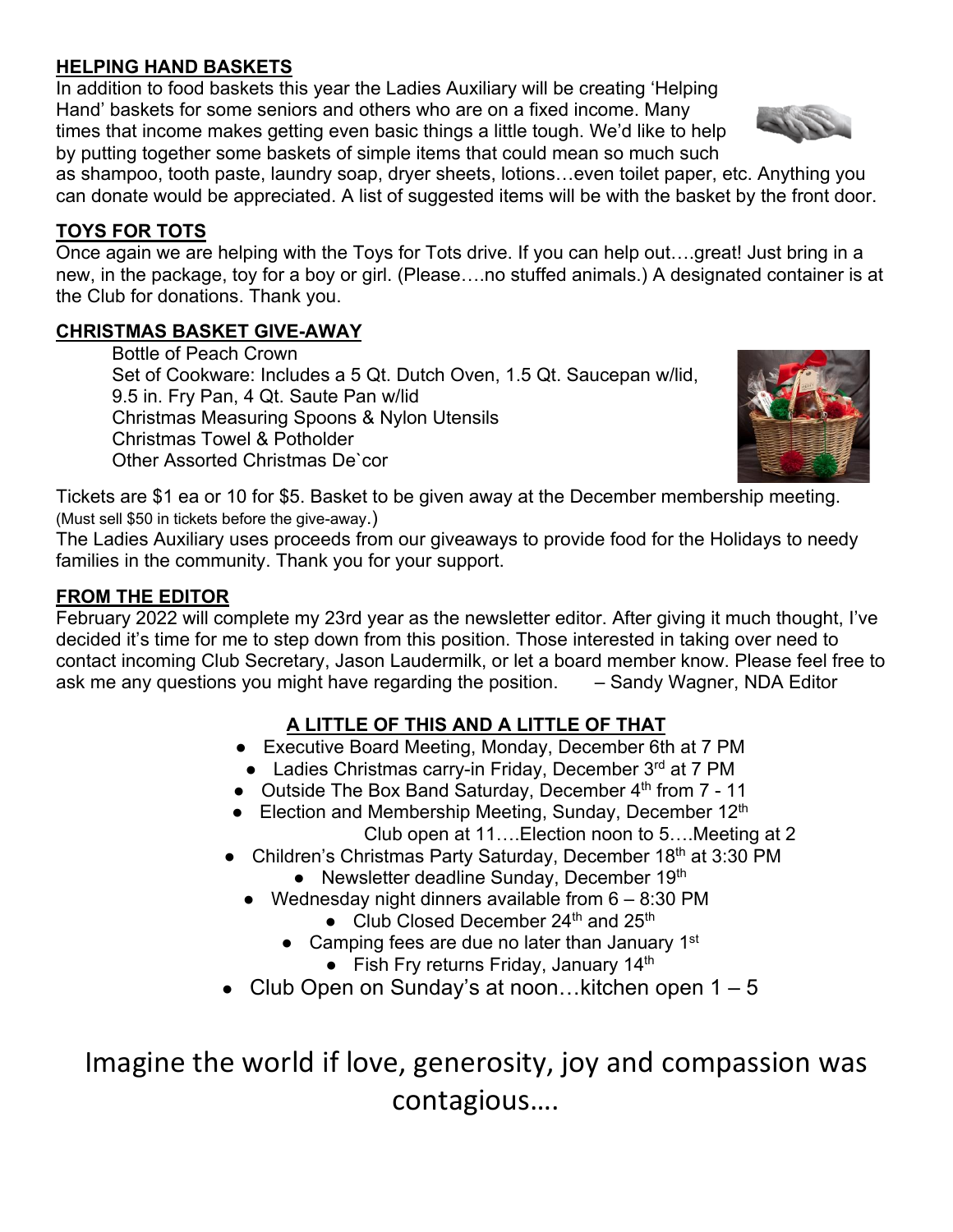## HELPING HAND BASKETS

In addition to food baskets this year the Ladies Auxiliary will be creating 'Helping Hand' baskets for some seniors and others who are on a fixed income. Many times that income makes getting even basic things a little tough. We'd like to help by putting together some baskets of simple items that could mean so much such as shampoo, tooth paste, laundry soap, dryer sheets, lotions…even toilet paper, etc. Anything you can donate would be appreciated. A list of suggested items will be with the basket by the front door.

## TOYS FOR TOTS

Once again we are helping with the Toys for Tots drive. If you can help out….great! Just bring in a new, in the package, toy for a boy or girl. (Please….no stuffed animals.) A designated container is at the Club for donations. Thank you.

## CHRISTMAS BASKET GIVE-AWAY

Bottle of Peach Crown
Set of Cookware: Includes a 5 Qt. Dutch Oven, 1.5 Qt. Saucepan w/lid, 9.5 in. Fry Pan, 4 Qt. Saute Pan w/lid
Christmas Measuring Spoons & Nylon Utensils
Christmas Towel & Potholder
Other Assorted Christmas De`cor

Tickets are $1 ea or 10 for $5. Basket to be given away at the December membership meeting. (Must sell $50 in tickets before the give-away.)

The Ladies Auxiliary uses proceeds from our giveaways to provide food for the Holidays to needy families in the community. Thank you for your support.

## FROM THE EDITOR

February 2022 will complete my 23rd year as the newsletter editor. After giving it much thought, I've decided it's time for me to step down from this position. Those interested in taking over need to contact incoming Club Secretary, Jason Laudermilk, or let a board member know. Please feel free to ask me any questions you might have regarding the position. – Sandy Wagner, NDA Editor

## A LITTLE OF THIS AND A LITTLE OF THAT

- Executive Board Meeting, Monday, December 6th at 7 PM
- Ladies Christmas carry-in Friday, December 3rd at 7 PM
- Outside The Box Band Saturday, December 4th from 7 - 11
- Election and Membership Meeting, Sunday, December 12th
  Club open at 11….Election noon to 5….Meeting at 2
- Children's Christmas Party Saturday, December 18th at 3:30 PM
- Newsletter deadline Sunday, December 19th
- Wednesday night dinners available from 6 – 8:30 PM
- Club Closed December 24th and 25th
- Camping fees are due no later than January 1st
- Fish Fry returns Friday, January 14th
- Club Open on Sunday's at noon…kitchen open 1 – 5

Imagine the world if love, generosity, joy and compassion was contagious….